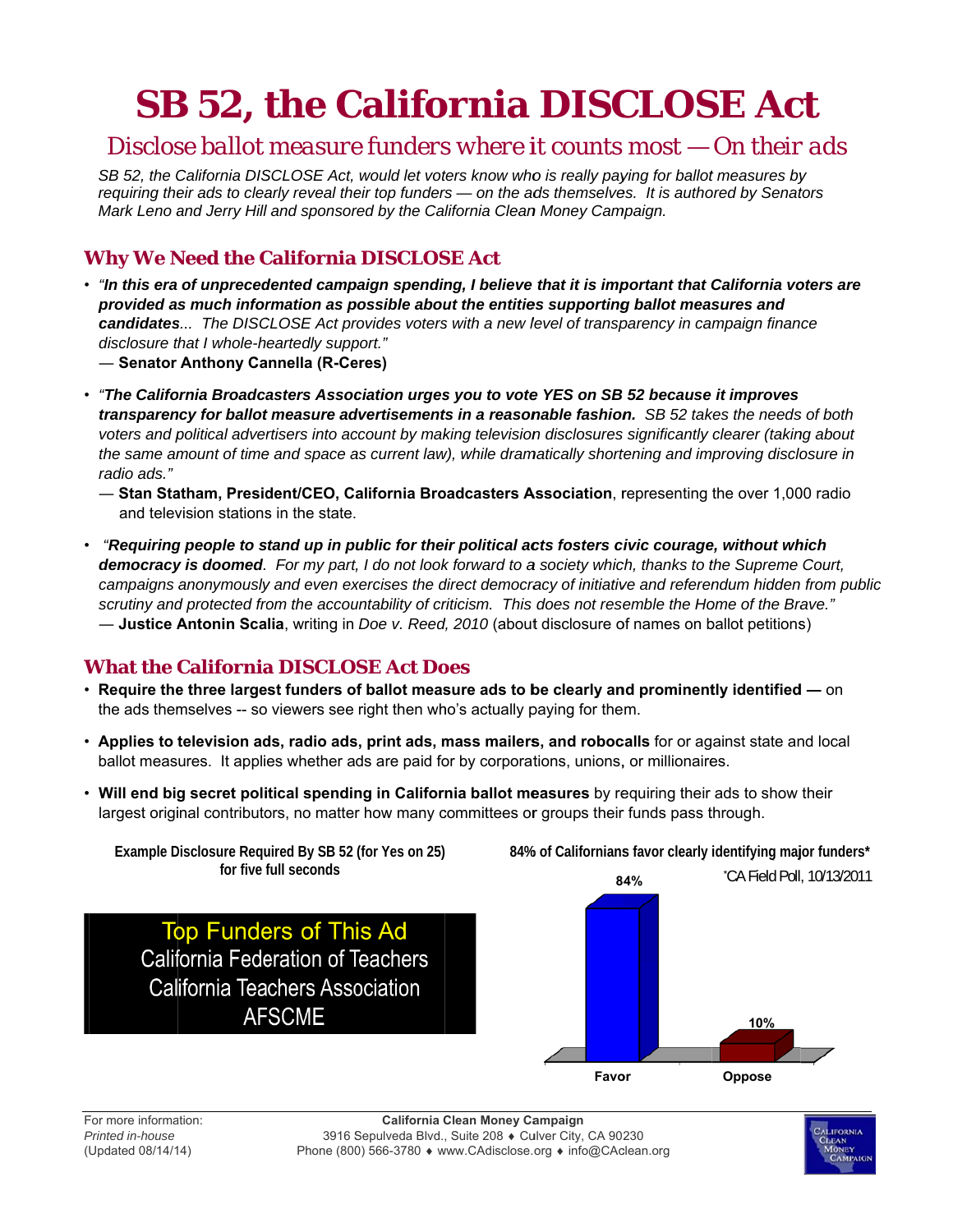# SB 52, the California DISCLOSE Act

## *Disclose ballot measure funders where it counts most — On their ads*

*SB 52, the California DISCLOSE Act, would let voters know who is really paying for ballot measures by requiring their ads to clearly reveal their top funders — on the ads themselves. It is authored by Senators Mark Leno and Jerry Hill and sponsored by the California Clean Money Campaign.*

### Why We Need the California DISCLOSE Act

- *"**In this era of unprecedented campaign spending, I believe that it is important that California voters are provided as much information as possible about the entities supporting ballot measures and candidates**... The DISCLOSE Act provides voters with a new level of transparency in campaign finance disclosure that I whole-heartedly support."*
  — **Senator Anthony Cannella (R-Ceres)**

- *"**The California Broadcasters Association urges you to vote YES on SB 52 because it improves transparency for ballot measure advertisements in a reasonable fashion.** SB 52 takes the needs of both voters and political advertisers into account by making television disclosures significantly clearer (taking about the same amount of time and space as current law), while dramatically shortening and improving disclosure in radio ads."*
  — **Stan Statham, President/CEO, California Broadcasters Association**, representing the over 1,000 radio and television stations in the state.

- *"**Requiring people to stand up in public for their political acts fosters civic courage, without which democracy is doomed**. For my part, I do not look forward to a society which, thanks to the Supreme Court, campaigns anonymously and even exercises the direct democracy of initiative and referendum hidden from public scrutiny and protected from the accountability of criticism. This does not resemble the Home of the Brave."*
  — **Justice Antonin Scalia**, writing in *Doe v. Reed, 2010* (about disclosure of names on ballot petitions)

### What the California DISCLOSE Act Does

- **Require the three largest funders of ballot measure ads to be clearly and prominently identified —** on the ads themselves -- so viewers see right then who's actually paying for them.
- **Applies to television ads, radio ads, print ads, mass mailers, and robocalls** for or against state and local ballot measures. It applies whether ads are paid for by corporations, unions, or millionaires.
- **Will end big secret political spending in California ballot measures** by requiring their ads to show their largest original contributors, no matter how many committees or groups their funds pass through.

**Example Disclosure Required By SB 52 (for Yes on 25) for five full seconds**

Top Funders of This Ad
California Federation of Teachers
California Teachers Association
AFSCME

**84% of Californians favor clearly identifying major funders***

*CA Field Poll, 10/13/2011

| | Favor | Oppose |
|---|---|---|
| Percent | 84% | 10% |

For more information:
*Printed in-house*
(Updated 08/14/14)

**California Clean Money Campaign**
3916 Sepulveda Blvd., Suite 208 ♦ Culver City, CA 90230
Phone (800) 566-3780 ♦ www.CAdisclose.org ♦ info@CAclean.org

California Clean Money Campaign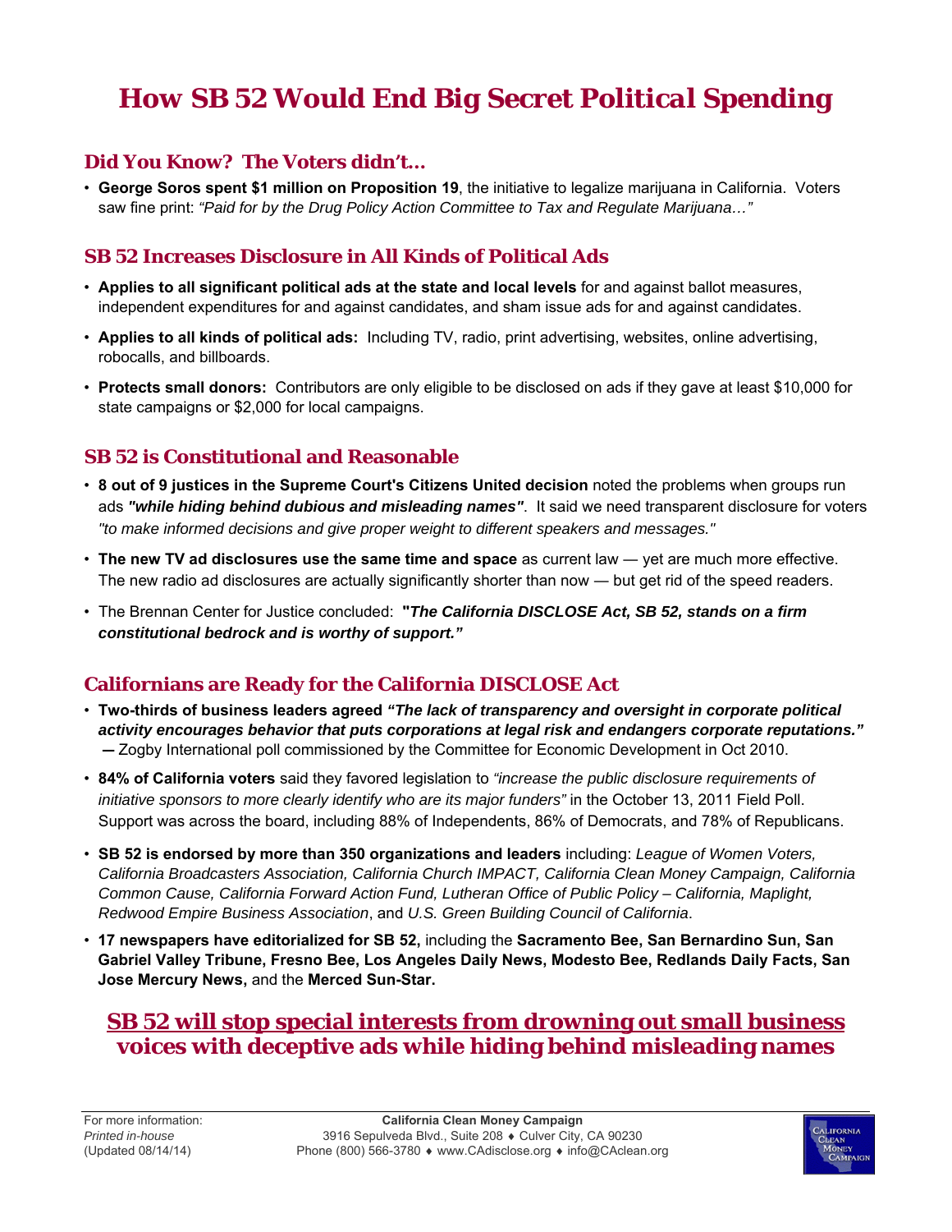# How SB 52 Would End Big Secret Political Spending

## Did You Know? The Voters didn't…

- **George Soros spent $1 million on Proposition 19**, the initiative to legalize marijuana in California. Voters saw fine print: *"Paid for by the Drug Policy Action Committee to Tax and Regulate Marijuana…"*

## SB 52 Increases Disclosure in All Kinds of Political Ads

- **Applies to all significant political ads at the state and local levels** for and against ballot measures, independent expenditures for and against candidates, and sham issue ads for and against candidates.
- **Applies to all kinds of political ads:** Including TV, radio, print advertising, websites, online advertising, robocalls, and billboards.
- **Protects small donors:** Contributors are only eligible to be disclosed on ads if they gave at least $10,000 for state campaigns or $2,000 for local campaigns.

## SB 52 is Constitutional and Reasonable

- **8 out of 9 justices in the Supreme Court's Citizens United decision** noted the problems when groups run ads ***"while hiding behind dubious and misleading names"***. It said we need transparent disclosure for voters *"to make informed decisions and give proper weight to different speakers and messages."*
- **The new TV ad disclosures use the same time and space** as current law — yet are much more effective. The new radio ad disclosures are actually significantly shorter than now — but get rid of the speed readers.
- The Brennan Center for Justice concluded: ***"The California DISCLOSE Act, SB 52, stands on a firm constitutional bedrock and is worthy of support."***

## Californians are Ready for the California DISCLOSE Act

- **Two-thirds of business leaders agreed** ***"The lack of transparency and oversight in corporate political activity encourages behavior that puts corporations at legal risk and endangers corporate reputations."*** **—** Zogby International poll commissioned by the Committee for Economic Development in Oct 2010.
- **84% of California voters** said they favored legislation to *"increase the public disclosure requirements of initiative sponsors to more clearly identify who are its major funders"* in the October 13, 2011 Field Poll. Support was across the board, including 88% of Independents, 86% of Democrats, and 78% of Republicans.
- **SB 52 is endorsed by more than 350 organizations and leaders** including: *League of Women Voters, California Broadcasters Association, California Church IMPACT, California Clean Money Campaign, California Common Cause, California Forward Action Fund, Lutheran Office of Public Policy – California, Maplight, Redwood Empire Business Association*, and *U.S. Green Building Council of California*.
- **17 newspapers have editorialized for SB 52,** including the **Sacramento Bee, San Bernardino Sun, San Gabriel Valley Tribune, Fresno Bee, Los Angeles Daily News, Modesto Bee, Redlands Daily Facts, San Jose Mercury News,** and the **Merced Sun-Star.**

## SB 52 will stop special interests from drowning out small business voices with deceptive ads while hiding behind misleading names

For more information:
*Printed in-house*
(Updated 08/14/14)

**California Clean Money Campaign**
3916 Sepulveda Blvd., Suite 208 ♦ Culver City, CA 90230
Phone (800) 566-3780 ♦ www.CAdisclose.org ♦ info@CAclean.org

California Clean Money Campaign